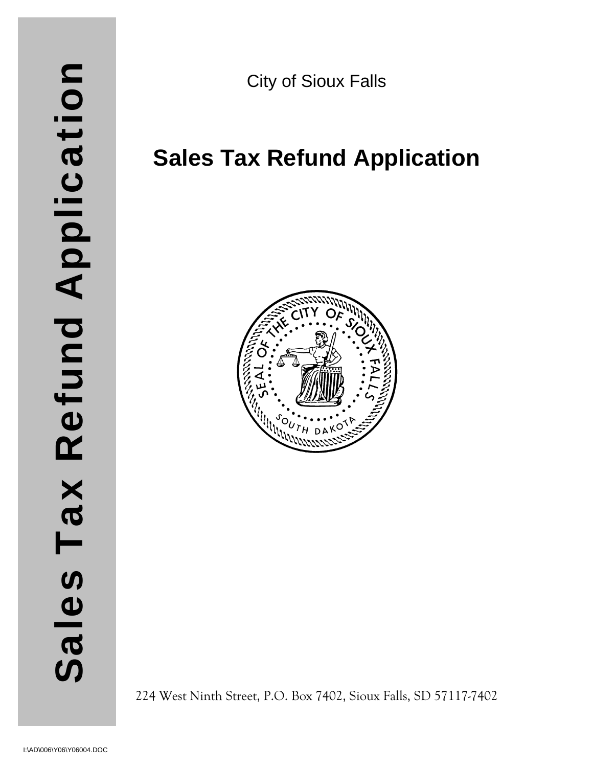Sales Tax Refund Application

City of Sioux Falls

# Sales Tax Refund Application

224 West Ninth Street, P.O. Box 7402, Sioux Falls, SD 57117-7402

I:\AD\006\Y06\Y06004.DOC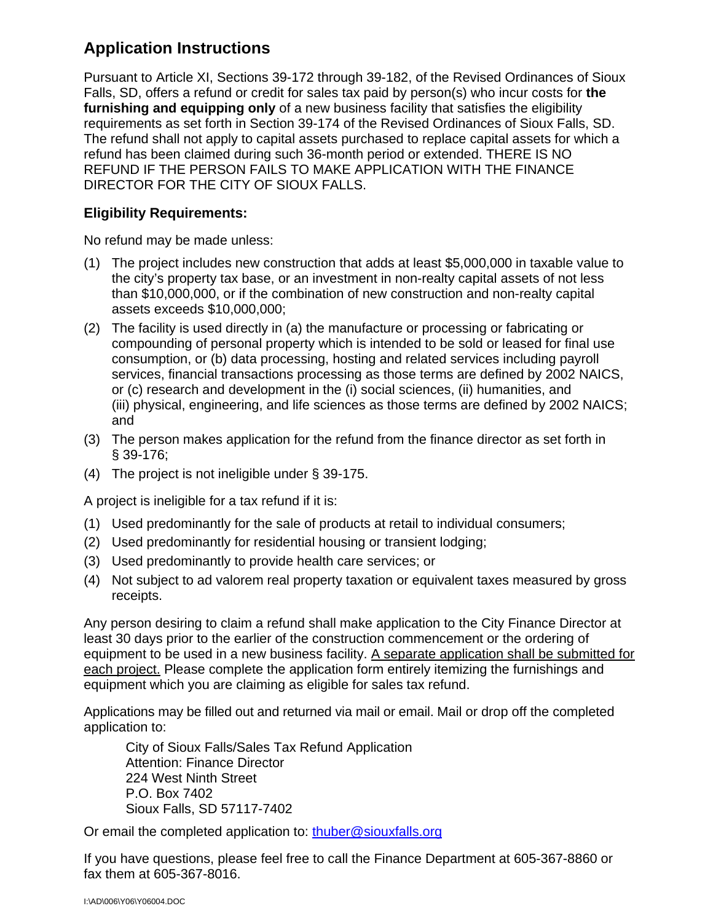## Application Instructions

Pursuant to Article XI, Sections 39-172 through 39-182, of the Revised Ordinances of Sioux Falls, SD, offers a refund or credit for sales tax paid by person(s) who incur costs for **the furnishing and equipping only** of a new business facility that satisfies the eligibility requirements as set forth in Section 39-174 of the Revised Ordinances of Sioux Falls, SD. The refund shall not apply to capital assets purchased to replace capital assets for which a refund has been claimed during such 36-month period or extended. THERE IS NO REFUND IF THE PERSON FAILS TO MAKE APPLICATION WITH THE FINANCE DIRECTOR FOR THE CITY OF SIOUX FALLS.

### Eligibility Requirements:

No refund may be made unless:

(1) The project includes new construction that adds at least $5,000,000 in taxable value to the city's property tax base, or an investment in non-realty capital assets of not less than $10,000,000, or if the combination of new construction and non-realty capital assets exceeds $10,000,000;

(2) The facility is used directly in (a) the manufacture or processing or fabricating or compounding of personal property which is intended to be sold or leased for final use consumption, or (b) data processing, hosting and related services including payroll services, financial transactions processing as those terms are defined by 2002 NAICS, or (c) research and development in the (i) social sciences, (ii) humanities, and (iii) physical, engineering, and life sciences as those terms are defined by 2002 NAICS; and

(3) The person makes application for the refund from the finance director as set forth in § 39-176;

(4) The project is not ineligible under § 39-175.

A project is ineligible for a tax refund if it is:

(1) Used predominantly for the sale of products at retail to individual consumers;

(2) Used predominantly for residential housing or transient lodging;

(3) Used predominantly to provide health care services; or

(4) Not subject to ad valorem real property taxation or equivalent taxes measured by gross receipts.

Any person desiring to claim a refund shall make application to the City Finance Director at least 30 days prior to the earlier of the construction commencement or the ordering of equipment to be used in a new business facility. <u>A separate application shall be submitted for each project.</u> Please complete the application form entirely itemizing the furnishings and equipment which you are claiming as eligible for sales tax refund.

Applications may be filled out and returned via mail or email. Mail or drop off the completed application to:

City of Sioux Falls/Sales Tax Refund Application
Attention: Finance Director
224 West Ninth Street
P.O. Box 7402
Sioux Falls, SD 57117-7402

Or email the completed application to: thuber@siouxfalls.org

If you have questions, please feel free to call the Finance Department at 605-367-8860 or fax them at 605-367-8016.

I:\AD\006\Y06\Y06004.DOC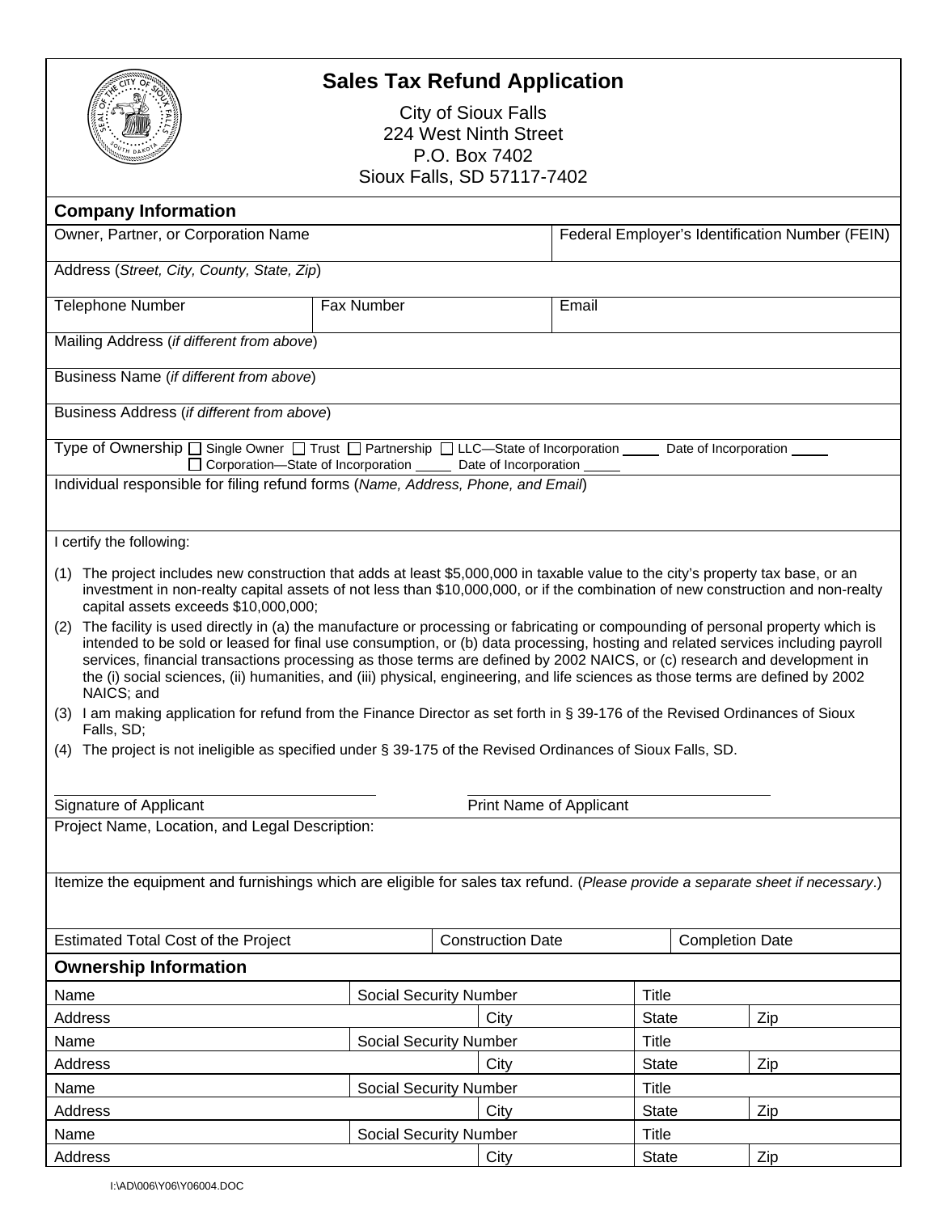# Sales Tax Refund Application

City of Sioux Falls
224 West Ninth Street
P.O. Box 7402
Sioux Falls, SD 57117-7402

## Company Information

| | | |
|---|---|---|
| Owner, Partner, or Corporation Name | | Federal Employer's Identification Number (FEIN) |
| Address (*Street, City, County, State, Zip*) | | |
| Telephone Number | Fax Number | Email |
| Mailing Address (*if different from above*) | | |
| Business Name (*if different from above*) | | |
| Business Address (*if different from above*) | | |

Type of Ownership ☐ Single Owner ☐ Trust ☐ Partnership ☐ LLC—State of Incorporation _____ Date of Incorporation _____
☐ Corporation—State of Incorporation _____ Date of Incorporation _____

Individual responsible for filing refund forms (*Name, Address, Phone, and Email*)

I certify the following:

(1) The project includes new construction that adds at least $5,000,000 in taxable value to the city's property tax base, or an investment in non-realty capital assets of not less than $10,000,000, or if the combination of new construction and non-realty capital assets exceeds $10,000,000;

(2) The facility is used directly in (a) the manufacture or processing or fabricating or compounding of personal property which is intended to be sold or leased for final use consumption, or (b) data processing, hosting and related services including payroll services, financial transactions processing as those terms are defined by 2002 NAICS, or (c) research and development in the (i) social sciences, (ii) humanities, and (iii) physical, engineering, and life sciences as those terms are defined by 2002 NAICS; and

(3) I am making application for refund from the Finance Director as set forth in § 39-176 of the Revised Ordinances of Sioux Falls, SD;

(4) The project is not ineligible as specified under § 39-175 of the Revised Ordinances of Sioux Falls, SD.

_______________________________ _______________________________
Signature of Applicant Print Name of Applicant

Project Name, Location, and Legal Description:

Itemize the equipment and furnishings which are eligible for sales tax refund. (*Please provide a separate sheet if necessary*.)

| | | |
|---|---|---|
| Estimated Total Cost of the Project | Construction Date | Completion Date |

## Ownership Information

| | | | | |
|---|---|---|---|---|
| Name | Social Security Number | | Title | |
| Address | | City | State | Zip |
| Name | Social Security Number | | Title | |
| Address | | City | State | Zip |
| Name | Social Security Number | | Title | |
| Address | | City | State | Zip |
| Name | Social Security Number | | Title | |
| Address | | City | State | Zip |

I:\AD\006\Y06\Y06004.DOC